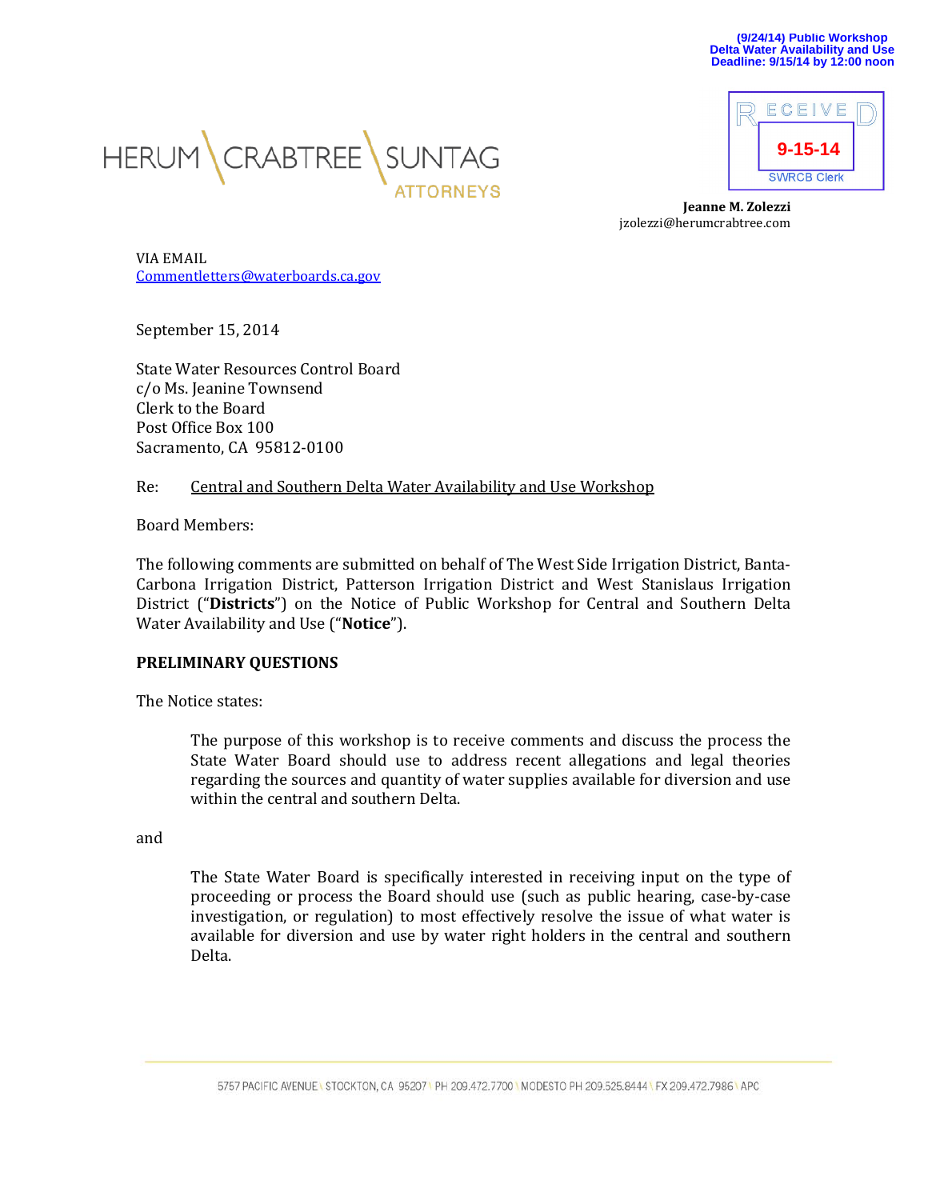(9/24/14) Public Workshop
Delta Water Availability and Use
Deadline: 9/15/14 by 12:00 noon

HERUM CRABTREE SUNTAG
ATTORNEYS

RECEIVED
9-15-14
SWRCB Clerk

**Jeanne M. Zolezzi**
jzolezzi@herumcrabtree.com

VIA EMAIL
Commentletters@waterboards.ca.gov

September 15, 2014

State Water Resources Control Board
c/o Ms. Jeanine Townsend
Clerk to the Board
Post Office Box 100
Sacramento, CA 95812-0100

Re: Central and Southern Delta Water Availability and Use Workshop

Board Members:

The following comments are submitted on behalf of The West Side Irrigation District, Banta-Carbona Irrigation District, Patterson Irrigation District and West Stanislaus Irrigation District ("**Districts**") on the Notice of Public Workshop for Central and Southern Delta Water Availability and Use ("**Notice**").

**PRELIMINARY QUESTIONS**

The Notice states:

> The purpose of this workshop is to receive comments and discuss the process the State Water Board should use to address recent allegations and legal theories regarding the sources and quantity of water supplies available for diversion and use within the central and southern Delta.

and

> The State Water Board is specifically interested in receiving input on the type of proceeding or process the Board should use (such as public hearing, case-by-case investigation, or regulation) to most effectively resolve the issue of what water is available for diversion and use by water right holders in the central and southern Delta.

5757 PACIFIC AVENUE \ STOCKTON, CA 95207 \ PH 209.472.7700 \ MODESTO PH 209.525.8444 \ FX 209.472.7986 \ APC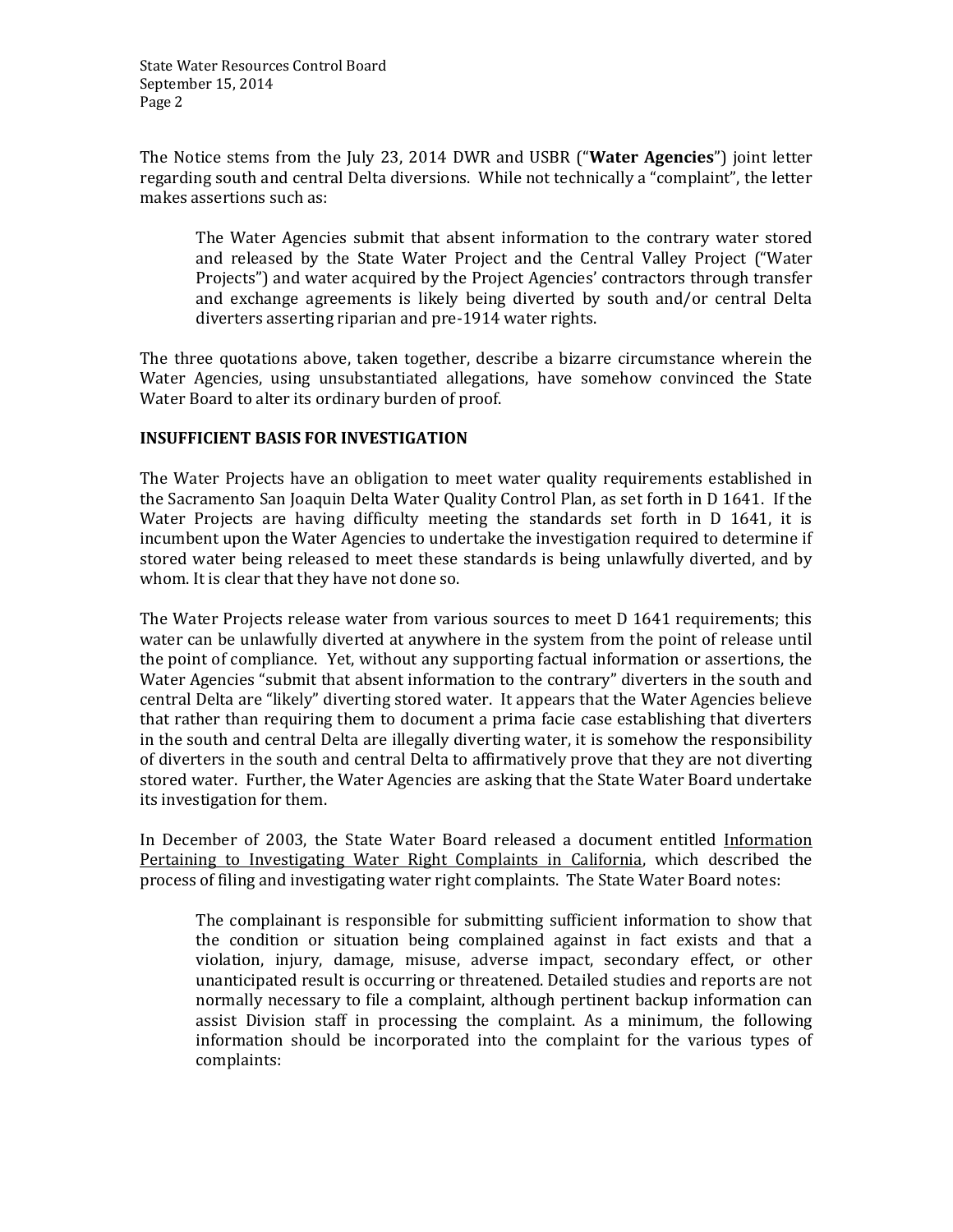The Notice stems from the July 23, 2014 DWR and USBR ("**Water Agencies**") joint letter regarding south and central Delta diversions. While not technically a "complaint", the letter makes assertions such as:

> The Water Agencies submit that absent information to the contrary water stored and released by the State Water Project and the Central Valley Project ("Water Projects") and water acquired by the Project Agencies' contractors through transfer and exchange agreements is likely being diverted by south and/or central Delta diverters asserting riparian and pre-1914 water rights.

The three quotations above, taken together, describe a bizarre circumstance wherein the Water Agencies, using unsubstantiated allegations, have somehow convinced the State Water Board to alter its ordinary burden of proof.

**INSUFFICIENT BASIS FOR INVESTIGATION**

The Water Projects have an obligation to meet water quality requirements established in the Sacramento San Joaquin Delta Water Quality Control Plan, as set forth in D 1641. If the Water Projects are having difficulty meeting the standards set forth in D 1641, it is incumbent upon the Water Agencies to undertake the investigation required to determine if stored water being released to meet these standards is being unlawfully diverted, and by whom. It is clear that they have not done so.

The Water Projects release water from various sources to meet D 1641 requirements; this water can be unlawfully diverted at anywhere in the system from the point of release until the point of compliance. Yet, without any supporting factual information or assertions, the Water Agencies "submit that absent information to the contrary" diverters in the south and central Delta are "likely" diverting stored water. It appears that the Water Agencies believe that rather than requiring them to document a prima facie case establishing that diverters in the south and central Delta are illegally diverting water, it is somehow the responsibility of diverters in the south and central Delta to affirmatively prove that they are not diverting stored water. Further, the Water Agencies are asking that the State Water Board undertake its investigation for them.

In December of 2003, the State Water Board released a document entitled <u>Information Pertaining to Investigating Water Right Complaints in California</u>, which described the process of filing and investigating water right complaints. The State Water Board notes:

> The complainant is responsible for submitting sufficient information to show that the condition or situation being complained against in fact exists and that a violation, injury, damage, misuse, adverse impact, secondary effect, or other unanticipated result is occurring or threatened. Detailed studies and reports are not normally necessary to file a complaint, although pertinent backup information can assist Division staff in processing the complaint. As a minimum, the following information should be incorporated into the complaint for the various types of complaints: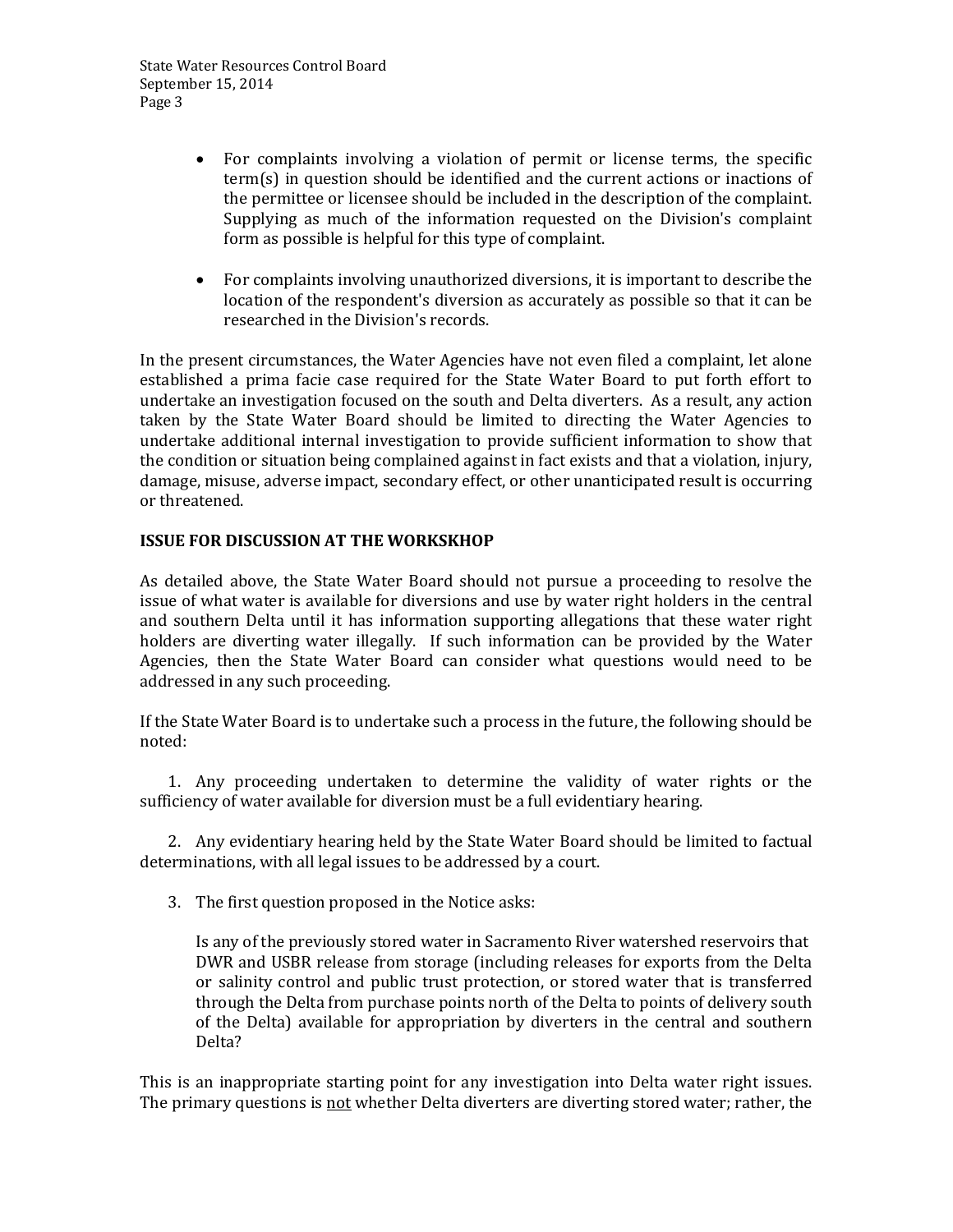- For complaints involving a violation of permit or license terms, the specific term(s) in question should be identified and the current actions or inactions of the permittee or licensee should be included in the description of the complaint. Supplying as much of the information requested on the Division's complaint form as possible is helpful for this type of complaint.

- For complaints involving unauthorized diversions, it is important to describe the location of the respondent's diversion as accurately as possible so that it can be researched in the Division's records.

In the present circumstances, the Water Agencies have not even filed a complaint, let alone established a prima facie case required for the State Water Board to put forth effort to undertake an investigation focused on the south and Delta diverters. As a result, any action taken by the State Water Board should be limited to directing the Water Agencies to undertake additional internal investigation to provide sufficient information to show that the condition or situation being complained against in fact exists and that a violation, injury, damage, misuse, adverse impact, secondary effect, or other unanticipated result is occurring or threatened.

**ISSUE FOR DISCUSSION AT THE WORKSKHOP**

As detailed above, the State Water Board should not pursue a proceeding to resolve the issue of what water is available for diversions and use by water right holders in the central and southern Delta until it has information supporting allegations that these water right holders are diverting water illegally. If such information can be provided by the Water Agencies, then the State Water Board can consider what questions would need to be addressed in any such proceeding.

If the State Water Board is to undertake such a process in the future, the following should be noted:

1. Any proceeding undertaken to determine the validity of water rights or the sufficiency of water available for diversion must be a full evidentiary hearing.

2. Any evidentiary hearing held by the State Water Board should be limited to factual determinations, with all legal issues to be addressed by a court.

3. The first question proposed in the Notice asks:

   Is any of the previously stored water in Sacramento River watershed reservoirs that DWR and USBR release from storage (including releases for exports from the Delta or salinity control and public trust protection, or stored water that is transferred through the Delta from purchase points north of the Delta to points of delivery south of the Delta) available for appropriation by diverters in the central and southern Delta?

This is an inappropriate starting point for any investigation into Delta water right issues. The primary questions is <u>not</u> whether Delta diverters are diverting stored water; rather, the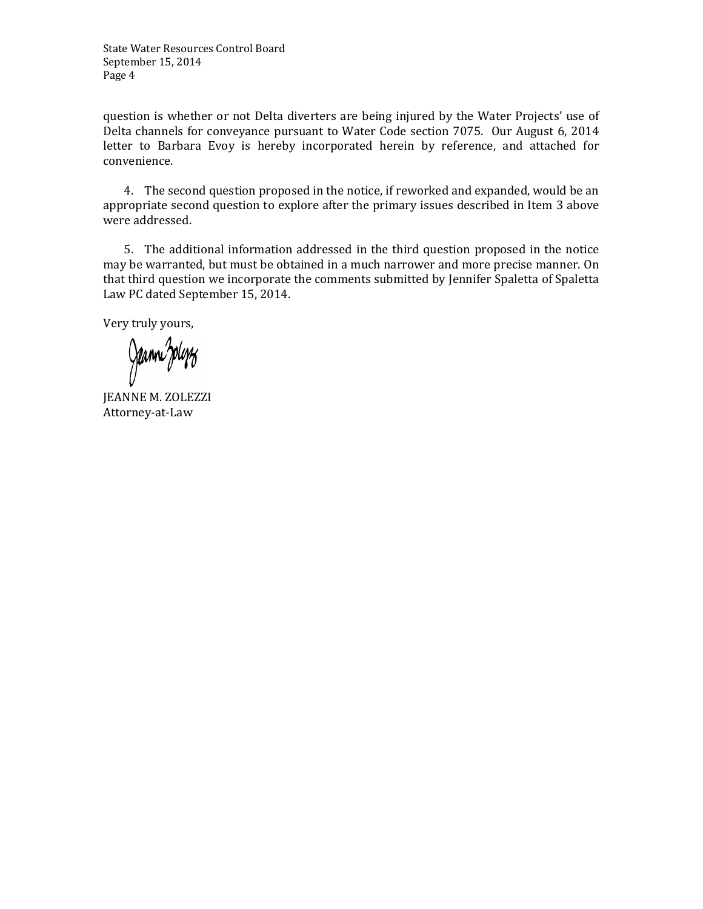question is whether or not Delta diverters are being injured by the Water Projects' use of Delta channels for conveyance pursuant to Water Code section 7075. Our August 6, 2014 letter to Barbara Evoy is hereby incorporated herein by reference, and attached for convenience.

4. The second question proposed in the notice, if reworked and expanded, would be an appropriate second question to explore after the primary issues described in Item 3 above were addressed.

5. The additional information addressed in the third question proposed in the notice may be warranted, but must be obtained in a much narrower and more precise manner. On that third question we incorporate the comments submitted by Jennifer Spaletta of Spaletta Law PC dated September 15, 2014.

Very truly yours,

JEANNE M. ZOLEZZI
Attorney-at-Law